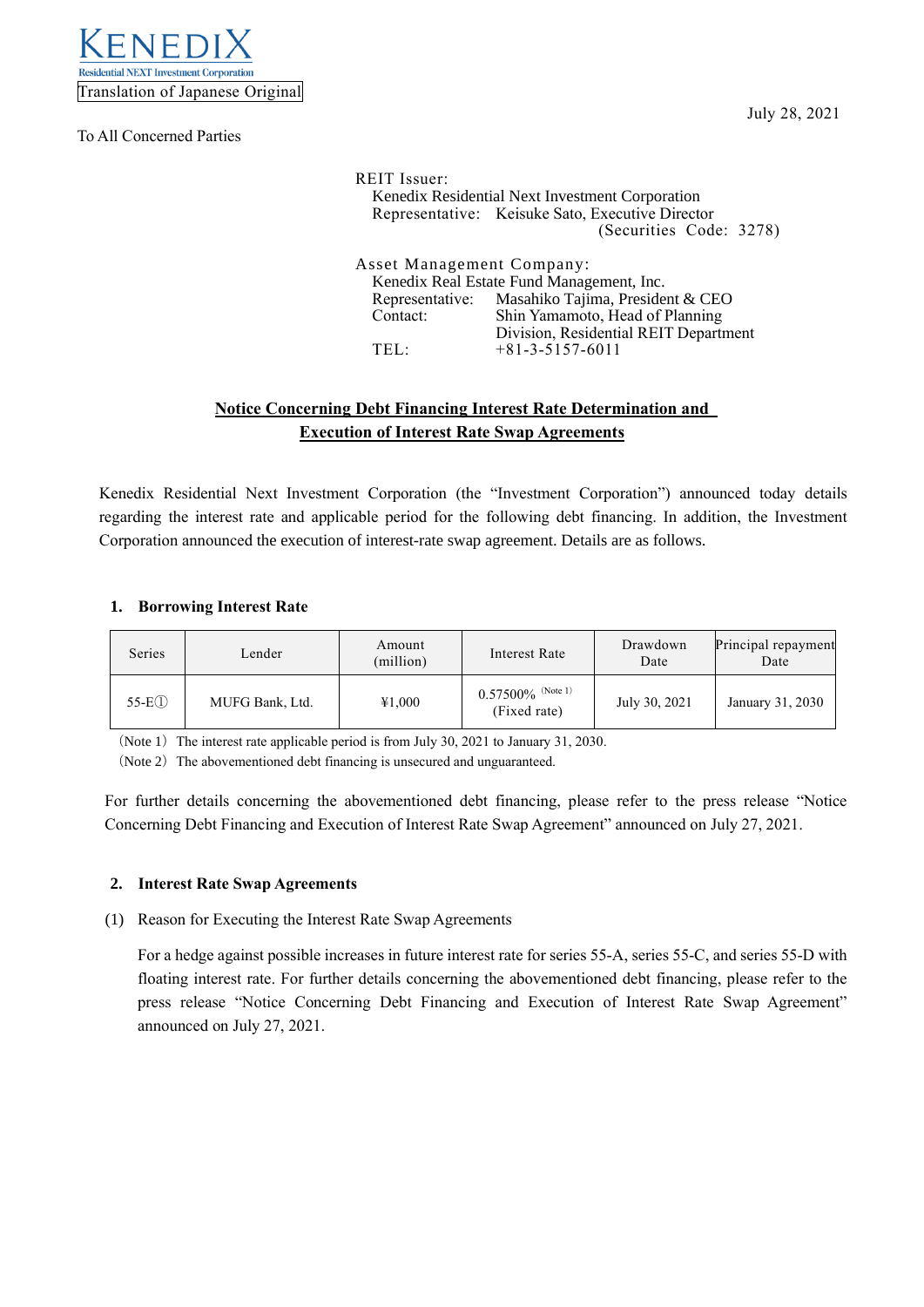KENEDIX
Residential NEXT Investment Corporation

Translation of Japanese Original

July 28, 2021

To All Concerned Parties

REIT Issuer:
Kenedix Residential Next Investment Corporation
Representative: Keisuke Sato, Executive Director
(Securities Code: 3278)

Asset Management Company:
Kenedix Real Estate Fund Management, Inc.
Representative: Masahiko Tajima, President & CEO
Contact: Shin Yamamoto, Head of Planning Division, Residential REIT Department
TEL: +81-3-5157-6011

## Notice Concerning Debt Financing Interest Rate Determination and Execution of Interest Rate Swap Agreements

Kenedix Residential Next Investment Corporation (the "Investment Corporation") announced today details regarding the interest rate and applicable period for the following debt financing. In addition, the Investment Corporation announced the execution of interest-rate swap agreement. Details are as follows.

### 1. Borrowing Interest Rate

| Series | Lender | Amount (million) | Interest Rate | Drawdown Date | Principal repayment Date |
|---|---|---|---|---|---|
| 55-E① | MUFG Bank, Ltd. | ¥1,000 | 0.57500% (Note 1) (Fixed rate) | July 30, 2021 | January 31, 2030 |

(Note 1) The interest rate applicable period is from July 30, 2021 to January 31, 2030.
(Note 2) The abovementioned debt financing is unsecured and unguaranteed.

For further details concerning the abovementioned debt financing, please refer to the press release "Notice Concerning Debt Financing and Execution of Interest Rate Swap Agreement" announced on July 27, 2021.

### 2. Interest Rate Swap Agreements

(1) Reason for Executing the Interest Rate Swap Agreements

For a hedge against possible increases in future interest rate for series 55-A, series 55-C, and series 55-D with floating interest rate. For further details concerning the abovementioned debt financing, please refer to the press release "Notice Concerning Debt Financing and Execution of Interest Rate Swap Agreement" announced on July 27, 2021.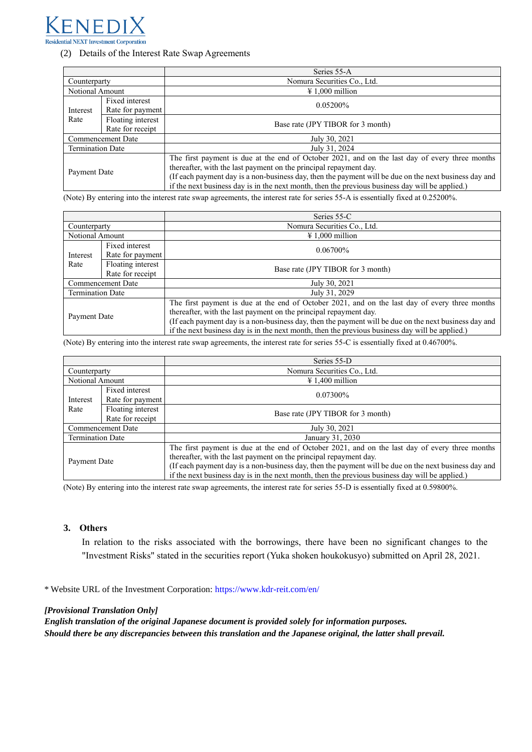(2) Details of the Interest Rate Swap Agreements

| | | Series 55-A |
|---|---|---|
| Counterparty | | Nomura Securities Co., Ltd. |
| Notional Amount | | ¥ 1,000 million |
| Interest Rate | Fixed interest Rate for payment | 0.05200% |
| | Floating interest Rate for receipt | Base rate (JPY TIBOR for 3 month) |
| Commencement Date | | July 30, 2021 |
| Termination Date | | July 31, 2024 |
| Payment Date | | The first payment is due at the end of October 2021, and on the last day of every three months thereafter, with the last payment on the principal repayment day. (If each payment day is a non-business day, then the payment will be due on the next business day and if the next business day is in the next month, then the previous business day will be applied.) |

(Note) By entering into the interest rate swap agreements, the interest rate for series 55-A is essentially fixed at 0.25200%.

| | | Series 55-C |
|---|---|---|
| Counterparty | | Nomura Securities Co., Ltd. |
| Notional Amount | | ¥ 1,000 million |
| Interest Rate | Fixed interest Rate for payment | 0.06700% |
| | Floating interest Rate for receipt | Base rate (JPY TIBOR for 3 month) |
| Commencement Date | | July 30, 2021 |
| Termination Date | | July 31, 2029 |
| Payment Date | | The first payment is due at the end of October 2021, and on the last day of every three months thereafter, with the last payment on the principal repayment day. (If each payment day is a non-business day, then the payment will be due on the next business day and if the next business day is in the next month, then the previous business day will be applied.) |

(Note) By entering into the interest rate swap agreements, the interest rate for series 55-C is essentially fixed at 0.46700%.

| | | Series 55-D |
|---|---|---|
| Counterparty | | Nomura Securities Co., Ltd. |
| Notional Amount | | ¥ 1,400 million |
| Interest Rate | Fixed interest Rate for payment | 0.07300% |
| | Floating interest Rate for receipt | Base rate (JPY TIBOR for 3 month) |
| Commencement Date | | July 30, 2021 |
| Termination Date | | January 31, 2030 |
| Payment Date | | The first payment is due at the end of October 2021, and on the last day of every three months thereafter, with the last payment on the principal repayment day. (If each payment day is a non-business day, then the payment will be due on the next business day and if the next business day is in the next month, then the previous business day will be applied.) |

(Note) By entering into the interest rate swap agreements, the interest rate for series 55-D is essentially fixed at 0.59800%.

## 3. Others

In relation to the risks associated with the borrowings, there have been no significant changes to the "Investment Risks" stated in the securities report (Yuka shoken houkokusyo) submitted on April 28, 2021.

* Website URL of the Investment Corporation: https://www.kdr-reit.com/en/

***[Provisional Translation Only]***
***English translation of the original Japanese document is provided solely for information purposes.***
***Should there be any discrepancies between this translation and the Japanese original, the latter shall prevail.***